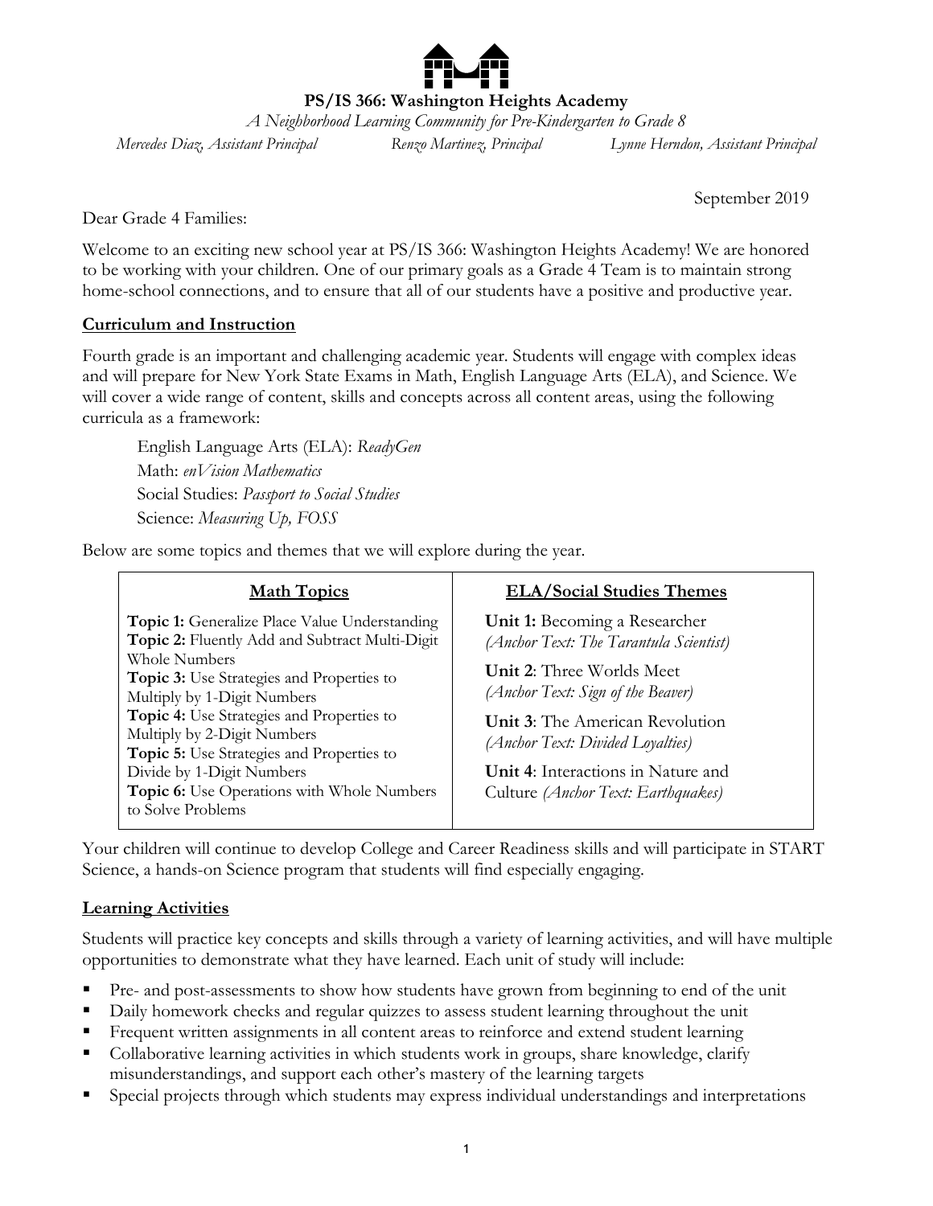# PS/IS 366: Washington Heights Academy

*A Neighborhood Learning Community for Pre-Kindergarten to Grade 8*

*Mercedes Diaz, Assistant Principal* | *Renzo Martinez, Principal* | *Lynne Herndon, Assistant Principal*

September 2019

Dear Grade 4 Families:

Welcome to an exciting new school year at PS/IS 366: Washington Heights Academy! We are honored to be working with your children. One of our primary goals as a Grade 4 Team is to maintain strong home-school connections, and to ensure that all of our students have a positive and productive year.

## Curriculum and Instruction

Fourth grade is an important and challenging academic year. Students will engage with complex ideas and will prepare for New York State Exams in Math, English Language Arts (ELA), and Science. We will cover a wide range of content, skills and concepts across all content areas, using the following curricula as a framework:

English Language Arts (ELA): *ReadyGen*
Math: *enVision Mathematics*
Social Studies: *Passport to Social Studies*
Science: *Measuring Up, FOSS*

Below are some topics and themes that we will explore during the year.

| Math Topics | ELA/Social Studies Themes |
|---|---|
| **Topic 1:** Generalize Place Value Understanding | **Unit 1:** Becoming a Researcher *(Anchor Text: The Tarantula Scientist)* |
| **Topic 2:** Fluently Add and Subtract Multi-Digit Whole Numbers | **Unit 2**: Three Worlds Meet *(Anchor Text: Sign of the Beaver)* |
| **Topic 3:** Use Strategies and Properties to Multiply by 1-Digit Numbers | **Unit 3**: The American Revolution *(Anchor Text: Divided Loyalties)* |
| **Topic 4:** Use Strategies and Properties to Multiply by 2-Digit Numbers | **Unit 4**: Interactions in Nature and Culture *(Anchor Text: Earthquakes)* |
| **Topic 5:** Use Strategies and Properties to Divide by 1-Digit Numbers | |
| **Topic 6:** Use Operations with Whole Numbers to Solve Problems | |

Your children will continue to develop College and Career Readiness skills and will participate in START Science, a hands-on Science program that students will find especially engaging.

## Learning Activities

Students will practice key concepts and skills through a variety of learning activities, and will have multiple opportunities to demonstrate what they have learned. Each unit of study will include:

- Pre- and post-assessments to show how students have grown from beginning to end of the unit
- Daily homework checks and regular quizzes to assess student learning throughout the unit
- Frequent written assignments in all content areas to reinforce and extend student learning
- Collaborative learning activities in which students work in groups, share knowledge, clarify misunderstandings, and support each other's mastery of the learning targets
- Special projects through which students may express individual understandings and interpretations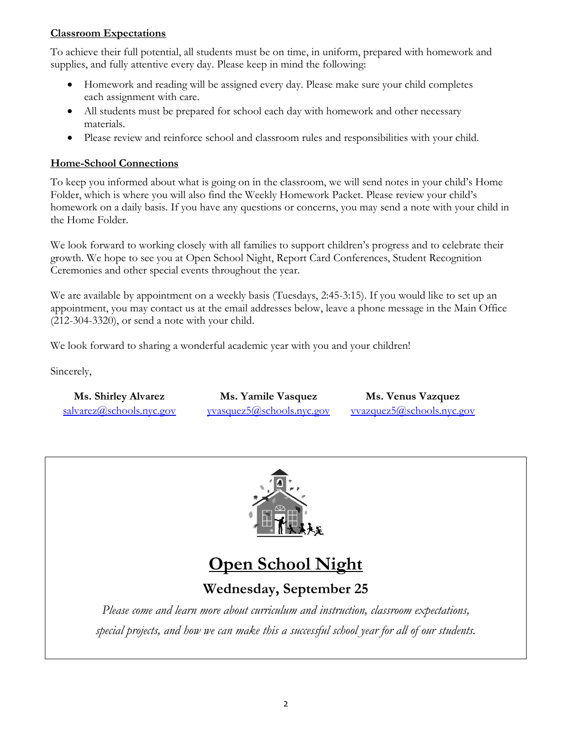**Classroom Expectations**

To achieve their full potential, all students must be on time, in uniform, prepared with homework and supplies, and fully attentive every day. Please keep in mind the following:

- Homework and reading will be assigned every day. Please make sure your child completes each assignment with care.
- All students must be prepared for school each day with homework and other necessary materials.
- Please review and reinforce school and classroom rules and responsibilities with your child.

**Home-School Connections**

To keep you informed about what is going on in the classroom, we will send notes in your child's Home Folder, which is where you will also find the Weekly Homework Packet. Please review your child's homework on a daily basis. If you have any questions or concerns, you may send a note with your child in the Home Folder.

We look forward to working closely with all families to support children's progress and to celebrate their growth. We hope to see you at Open School Night, Report Card Conferences, Student Recognition Ceremonies and other special events throughout the year.

We are available by appointment on a weekly basis (Tuesdays, 2:45-3:15). If you would like to set up an appointment, you may contact us at the email addresses below, leave a phone message in the Main Office (212-304-3320), or send a note with your child.

We look forward to sharing a wonderful academic year with you and your children!

Sincerely,

**Ms. Shirley Alvarez**
salvarez@schools.nyc.gov

**Ms. Yamile Vasquez**
yvasquez5@schools.nyc.gov

**Ms. Venus Vazquez**
vvazquez5@schools.nyc.gov

# Open School Night

## Wednesday, September 25

*Please come and learn more about curriculum and instruction, classroom expectations, special projects, and how we can make this a successful school year for all of our students.*